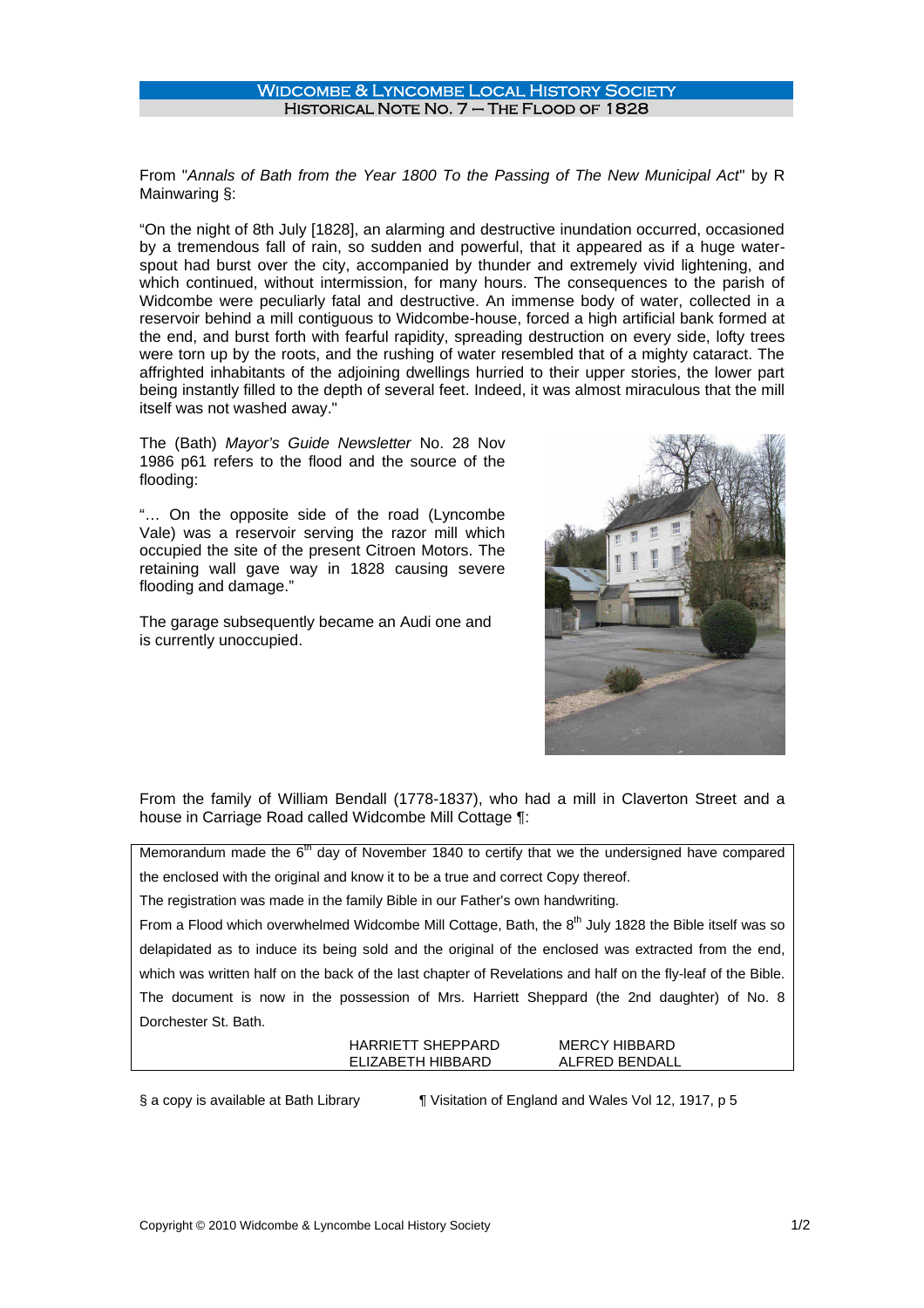# Widcombe & Lyncombe Local History Society

## Historical Note No. 7 – The Flood of 1828

From "*Annals of Bath from the Year 1800 To the Passing of The New Municipal Act*" by R Mainwaring §:

"On the night of 8th July [1828], an alarming and destructive inundation occurred, occasioned by a tremendous fall of rain, so sudden and powerful, that it appeared as if a huge water-spout had burst over the city, accompanied by thunder and extremely vivid lightening, and which continued, without intermission, for many hours. The consequences to the parish of Widcombe were peculiarly fatal and destructive. An immense body of water, collected in a reservoir behind a mill contiguous to Widcombe-house, forced a high artificial bank formed at the end, and burst forth with fearful rapidity, spreading destruction on every side, lofty trees were torn up by the roots, and the rushing of water resembled that of a mighty cataract. The affrighted inhabitants of the adjoining dwellings hurried to their upper stories, the lower part being instantly filled to the depth of several feet. Indeed, it was almost miraculous that the mill itself was not washed away."

The (Bath) *Mayor's Guide Newsletter* No. 28 Nov 1986 p61 refers to the flood and the source of the flooding:

"… On the opposite side of the road (Lyncombe Vale) was a reservoir serving the razor mill which occupied the site of the present Citroen Motors. The retaining wall gave way in 1828 causing severe flooding and damage."

The garage subsequently became an Audi one and is currently unoccupied.

From the family of William Bendall (1778-1837), who had a mill in Claverton Street and a house in Carriage Road called Widcombe Mill Cottage ¶:

> Memorandum made the 6th day of November 1840 to certify that we the undersigned have compared the enclosed with the original and know it to be a true and correct Copy thereof.
>
> The registration was made in the family Bible in our Father's own handwriting.
>
> From a Flood which overwhelmed Widcombe Mill Cottage, Bath, the 8th July 1828 the Bible itself was so delapidated as to induce its being sold and the original of the enclosed was extracted from the end, which was written half on the back of the last chapter of Revelations and half on the fly-leaf of the Bible. The document is now in the possession of Mrs. Harriett Sheppard (the 2nd daughter) of No. 8 Dorchester St. Bath.
>
> HARRIETT SHEPPARD — MERCY HIBBARD
> ELIZABETH HIBBARD — ALFRED BENDALL

§ a copy is available at Bath Library

¶ Visitation of England and Wales Vol 12, 1917, p 5

Copyright © 2010 Widcombe & Lyncombe Local History Society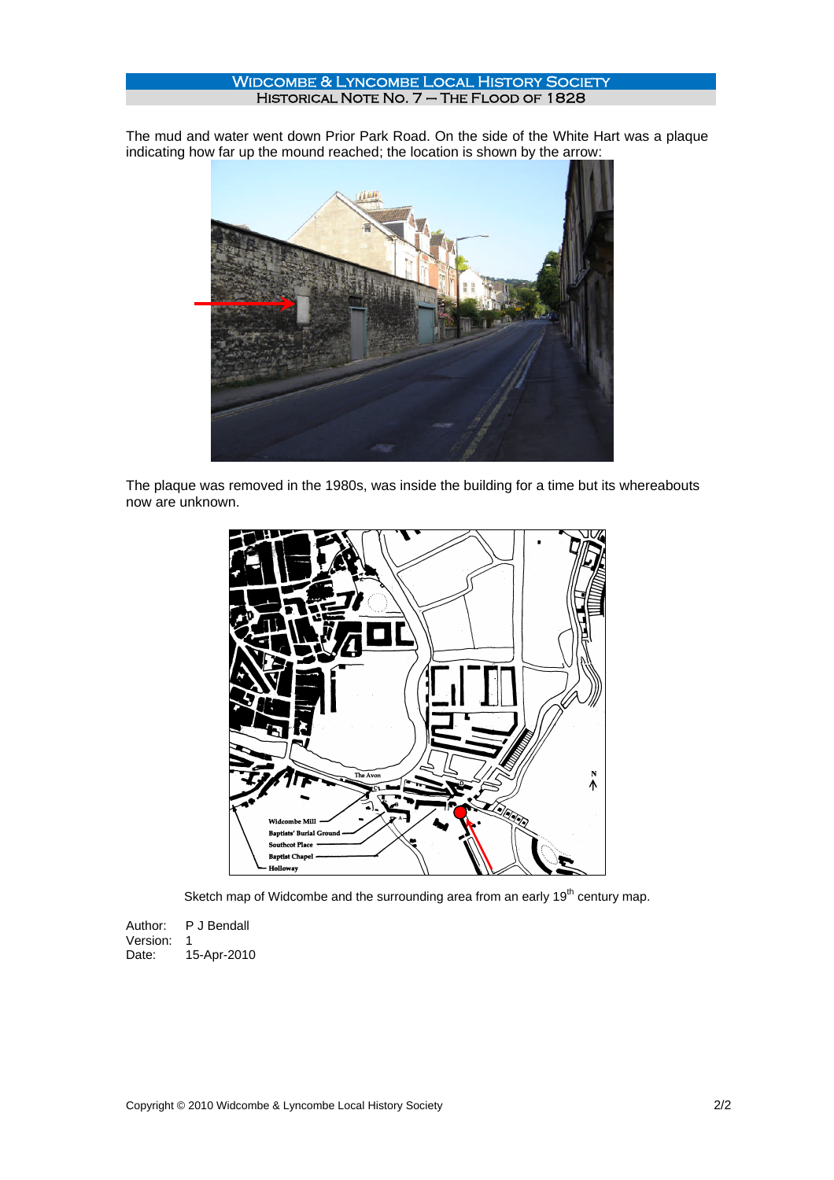The mud and water went down Prior Park Road. On the side of the White Hart was a plaque indicating how far up the mound reached; the location is shown by the arrow:

The plaque was removed in the 1980s, was inside the building for a time but its whereabouts now are unknown.

The Avon

N

Widcombe Mill

Baptists' Burial Ground

Southcot Place

Baptist Chapel

Holloway

Sketch map of Widcombe and the surrounding area from an early 19th century map.

Author: P J Bendall
Version: 1
Date: 15-Apr-2010